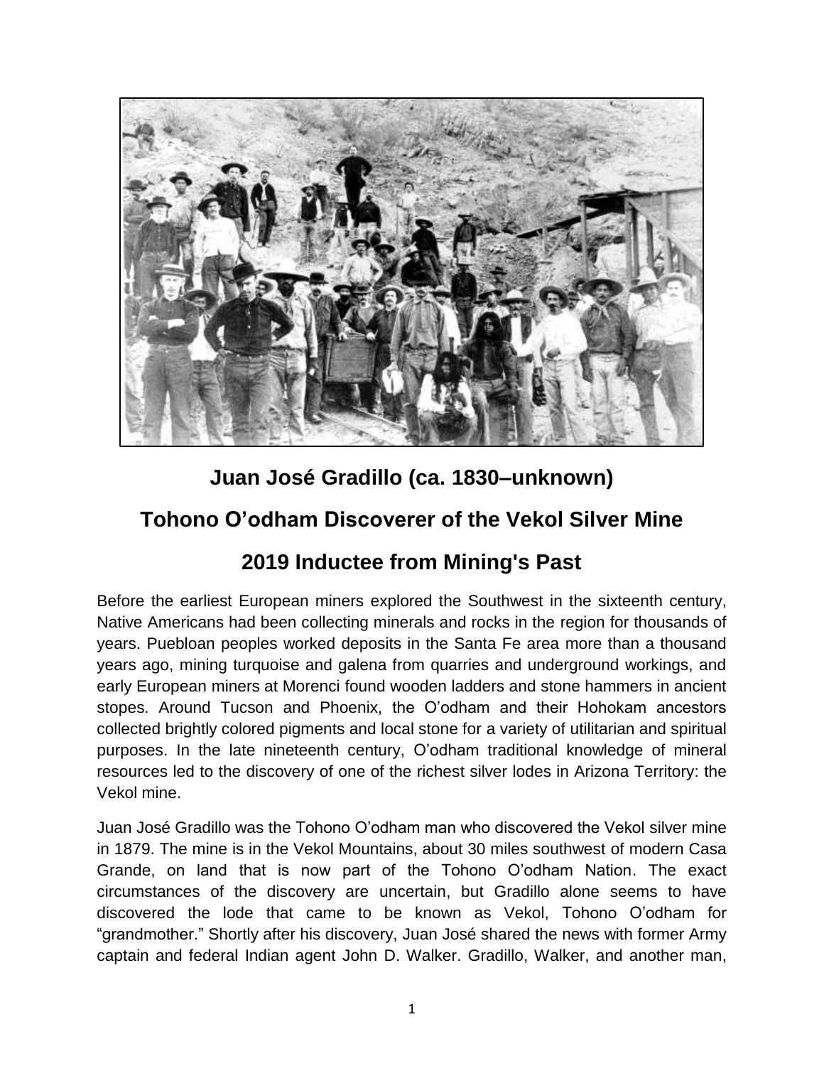# Juan José Gradillo (ca. 1830–unknown)

## Tohono O'odham Discoverer of the Vekol Silver Mine

## 2019 Inductee from Mining's Past

Before the earliest European miners explored the Southwest in the sixteenth century, Native Americans had been collecting minerals and rocks in the region for thousands of years. Puebloan peoples worked deposits in the Santa Fe area more than a thousand years ago, mining turquoise and galena from quarries and underground workings, and early European miners at Morenci found wooden ladders and stone hammers in ancient stopes. Around Tucson and Phoenix, the O'odham and their Hohokam ancestors collected brightly colored pigments and local stone for a variety of utilitarian and spiritual purposes. In the late nineteenth century, O'odham traditional knowledge of mineral resources led to the discovery of one of the richest silver lodes in Arizona Territory: the Vekol mine.

Juan José Gradillo was the Tohono O'odham man who discovered the Vekol silver mine in 1879. The mine is in the Vekol Mountains, about 30 miles southwest of modern Casa Grande, on land that is now part of the Tohono O'odham Nation. The exact circumstances of the discovery are uncertain, but Gradillo alone seems to have discovered the lode that came to be known as Vekol, Tohono O'odham for "grandmother." Shortly after his discovery, Juan José shared the news with former Army captain and federal Indian agent John D. Walker. Gradillo, Walker, and another man,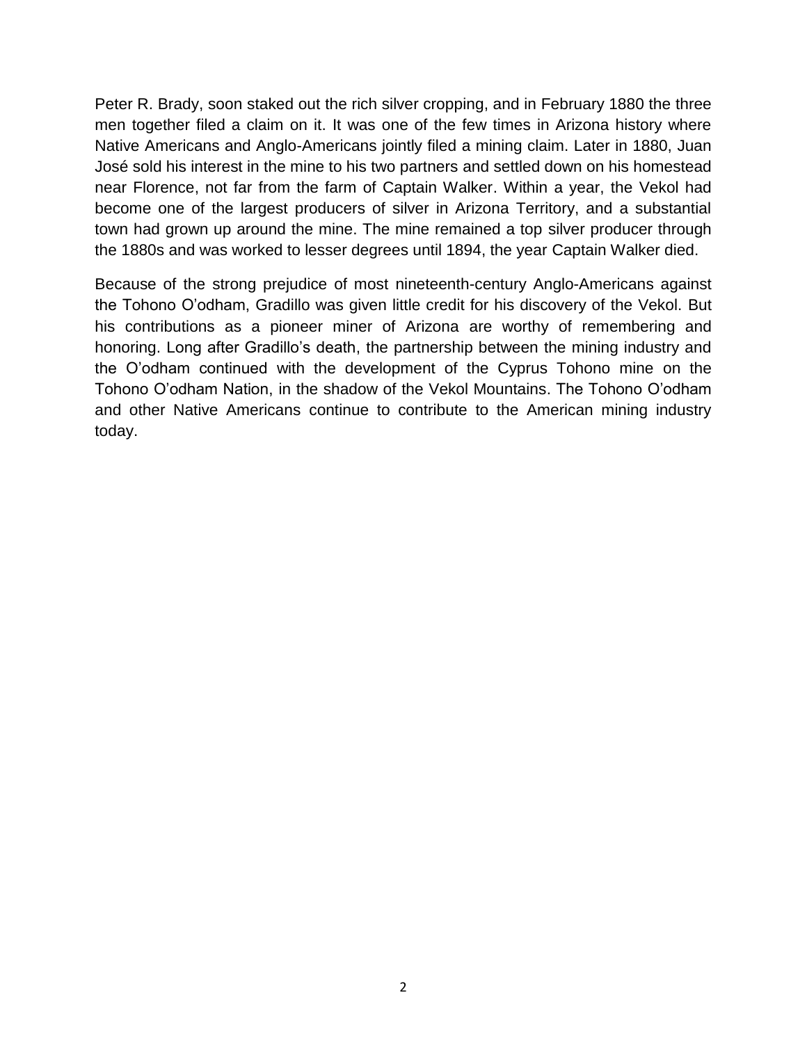Peter R. Brady, soon staked out the rich silver cropping, and in February 1880 the three men together filed a claim on it. It was one of the few times in Arizona history where Native Americans and Anglo-Americans jointly filed a mining claim. Later in 1880, Juan José sold his interest in the mine to his two partners and settled down on his homestead near Florence, not far from the farm of Captain Walker. Within a year, the Vekol had become one of the largest producers of silver in Arizona Territory, and a substantial town had grown up around the mine. The mine remained a top silver producer through the 1880s and was worked to lesser degrees until 1894, the year Captain Walker died.

Because of the strong prejudice of most nineteenth-century Anglo-Americans against the Tohono O'odham, Gradillo was given little credit for his discovery of the Vekol. But his contributions as a pioneer miner of Arizona are worthy of remembering and honoring. Long after Gradillo's death, the partnership between the mining industry and the O'odham continued with the development of the Cyprus Tohono mine on the Tohono O'odham Nation, in the shadow of the Vekol Mountains. The Tohono O'odham and other Native Americans continue to contribute to the American mining industry today.